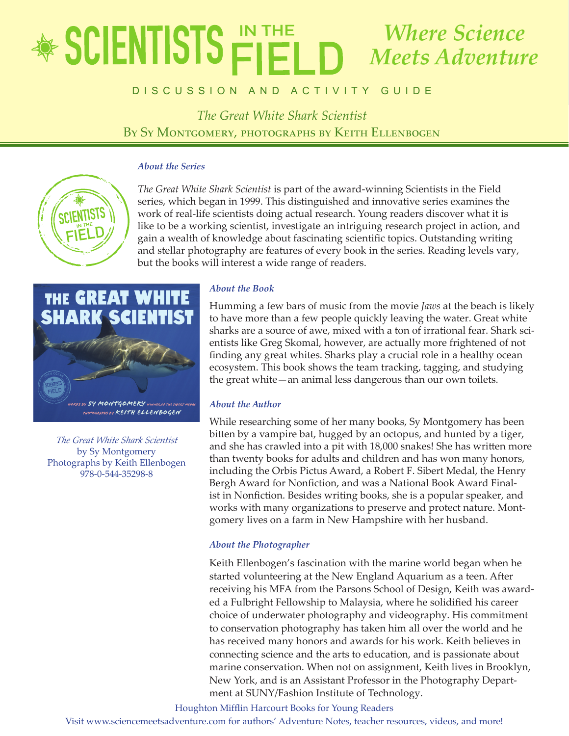# SCIENTISTS IN THE FIELD

*Where Science Meets Adventure*

DISCUSSION AND ACTIVITY GUIDE

*The Great White Shark Scientist*

By Sy Montgomery, photographs by Keith Ellenbogen

### *About the Series*

*The Great White Shark Scientist* is part of the award-winning Scientists in the Field series, which began in 1999. This distinguished and innovative series examines the work of real-life scientists doing actual research. Young readers discover what it is like to be a working scientist, investigate an intriguing research project in action, and gain a wealth of knowledge about fascinating scientific topics. Outstanding writing and stellar photography are features of every book in the series. Reading levels vary, but the books will interest a wide range of readers.

*The Great White Shark Scientist*
by Sy Montgomery
Photographs by Keith Ellenbogen
978-0-544-35298-8

### *About the Book*

Humming a few bars of music from the movie *Jaws* at the beach is likely to have more than a few people quickly leaving the water. Great white sharks are a source of awe, mixed with a ton of irrational fear. Shark scientists like Greg Skomal, however, are actually more frightened of not finding any great whites. Sharks play a crucial role in a healthy ocean ecosystem. This book shows the team tracking, tagging, and studying the great white—an animal less dangerous than our own toilets.

### *About the Author*

While researching some of her many books, Sy Montgomery has been bitten by a vampire bat, hugged by an octopus, and hunted by a tiger, and she has crawled into a pit with 18,000 snakes! She has written more than twenty books for adults and children and has won many honors, including the Orbis Pictus Award, a Robert F. Sibert Medal, the Henry Bergh Award for Nonfiction, and was a National Book Award Finalist in Nonfiction. Besides writing books, she is a popular speaker, and works with many organizations to preserve and protect nature. Montgomery lives on a farm in New Hampshire with her husband.

### *About the Photographer*

Keith Ellenbogen's fascination with the marine world began when he started volunteering at the New England Aquarium as a teen. After receiving his MFA from the Parsons School of Design, Keith was awarded a Fulbright Fellowship to Malaysia, where he solidified his career choice of underwater photography and videography. His commitment to conservation photography has taken him all over the world and he has received many honors and awards for his work. Keith believes in connecting science and the arts to education, and is passionate about marine conservation. When not on assignment, Keith lives in Brooklyn, New York, and is an Assistant Professor in the Photography Department at SUNY/Fashion Institute of Technology.

Houghton Mifflin Harcourt Books for Young Readers
Visit www.sciencemeetsadventure.com for authors' Adventure Notes, teacher resources, videos, and more!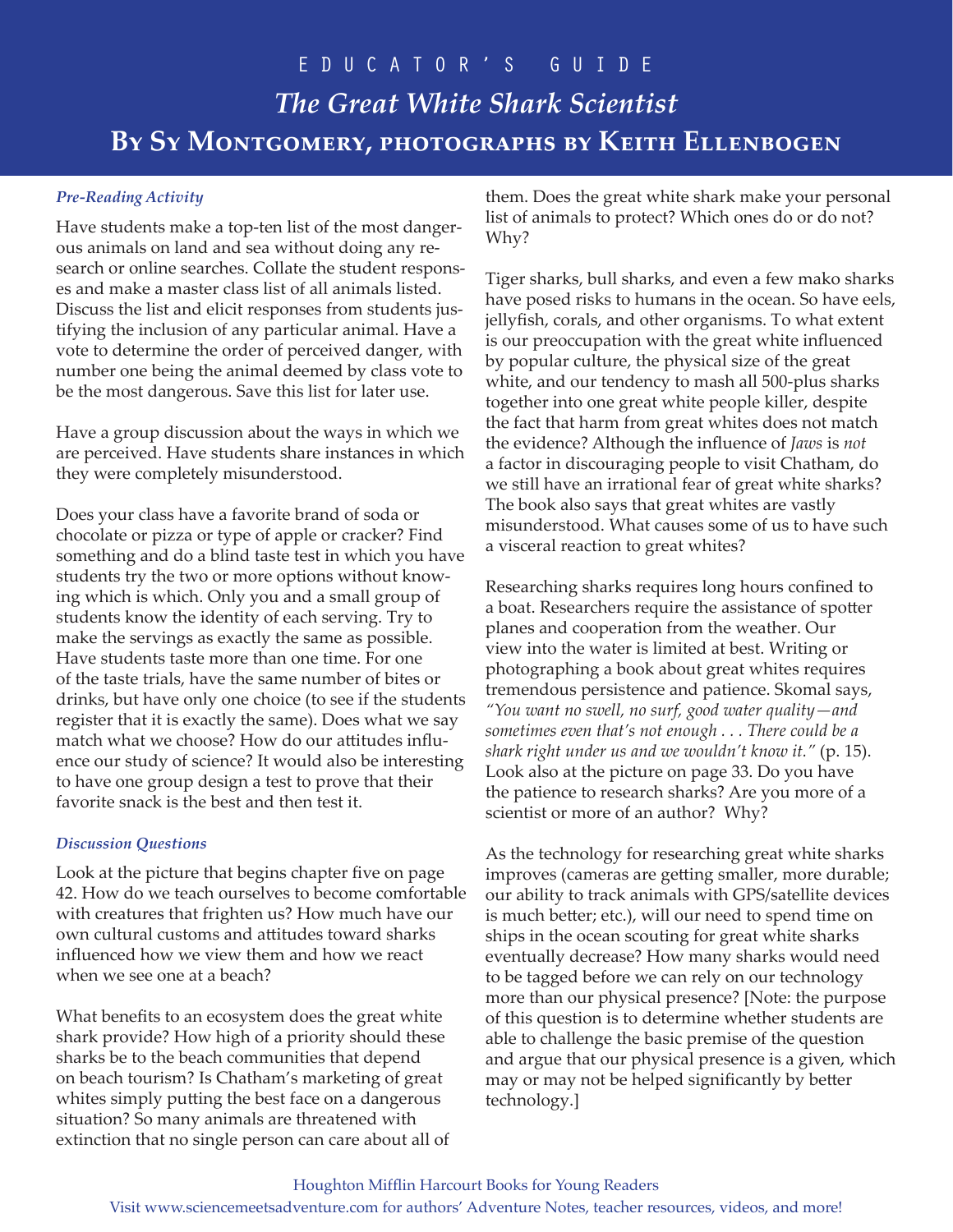# EDUCATOR'S GUIDE

## *The Great White Shark Scientist*

## By Sy Montgomery, photographs by Keith Ellenbogen

### *Pre-Reading Activity*

Have students make a top-ten list of the most dangerous animals on land and sea without doing any research or online searches. Collate the student responses and make a master class list of all animals listed. Discuss the list and elicit responses from students justifying the inclusion of any particular animal. Have a vote to determine the order of perceived danger, with number one being the animal deemed by class vote to be the most dangerous. Save this list for later use.

Have a group discussion about the ways in which we are perceived. Have students share instances in which they were completely misunderstood.

Does your class have a favorite brand of soda or chocolate or pizza or type of apple or cracker? Find something and do a blind taste test in which you have students try the two or more options without knowing which is which. Only you and a small group of students know the identity of each serving. Try to make the servings as exactly the same as possible. Have students taste more than one time. For one of the taste trials, have the same number of bites or drinks, but have only one choice (to see if the students register that it is exactly the same). Does what we say match what we choose? How do our attitudes influence our study of science? It would also be interesting to have one group design a test to prove that their favorite snack is the best and then test it.

### *Discussion Questions*

Look at the picture that begins chapter five on page 42. How do we teach ourselves to become comfortable with creatures that frighten us? How much have our own cultural customs and attitudes toward sharks influenced how we view them and how we react when we see one at a beach?

What benefits to an ecosystem does the great white shark provide? How high of a priority should these sharks be to the beach communities that depend on beach tourism? Is Chatham's marketing of great whites simply putting the best face on a dangerous situation? So many animals are threatened with extinction that no single person can care about all of them. Does the great white shark make your personal list of animals to protect? Which ones do or do not? Why?

Tiger sharks, bull sharks, and even a few mako sharks have posed risks to humans in the ocean. So have eels, jellyfish, corals, and other organisms. To what extent is our preoccupation with the great white influenced by popular culture, the physical size of the great white, and our tendency to mash all 500-plus sharks together into one great white people killer, despite the fact that harm from great whites does not match the evidence? Although the influence of *Jaws* is *not* a factor in discouraging people to visit Chatham, do we still have an irrational fear of great white sharks? The book also says that great whites are vastly misunderstood. What causes some of us to have such a visceral reaction to great whites?

Researching sharks requires long hours confined to a boat. Researchers require the assistance of spotter planes and cooperation from the weather. Our view into the water is limited at best. Writing or photographing a book about great whites requires tremendous persistence and patience. Skomal says, *"You want no swell, no surf, good water quality—and sometimes even that's not enough . . . There could be a shark right under us and we wouldn't know it."* (p. 15). Look also at the picture on page 33. Do you have the patience to research sharks? Are you more of a scientist or more of an author? Why?

As the technology for researching great white sharks improves (cameras are getting smaller, more durable; our ability to track animals with GPS/satellite devices is much better; etc.), will our need to spend time on ships in the ocean scouting for great white sharks eventually decrease? How many sharks would need to be tagged before we can rely on our technology more than our physical presence? [Note: the purpose of this question is to determine whether students are able to challenge the basic premise of the question and argue that our physical presence is a given, which may or may not be helped significantly by better technology.]

Houghton Mifflin Harcourt Books for Young Readers
Visit www.sciencemeetsadventure.com for authors' Adventure Notes, teacher resources, videos, and more!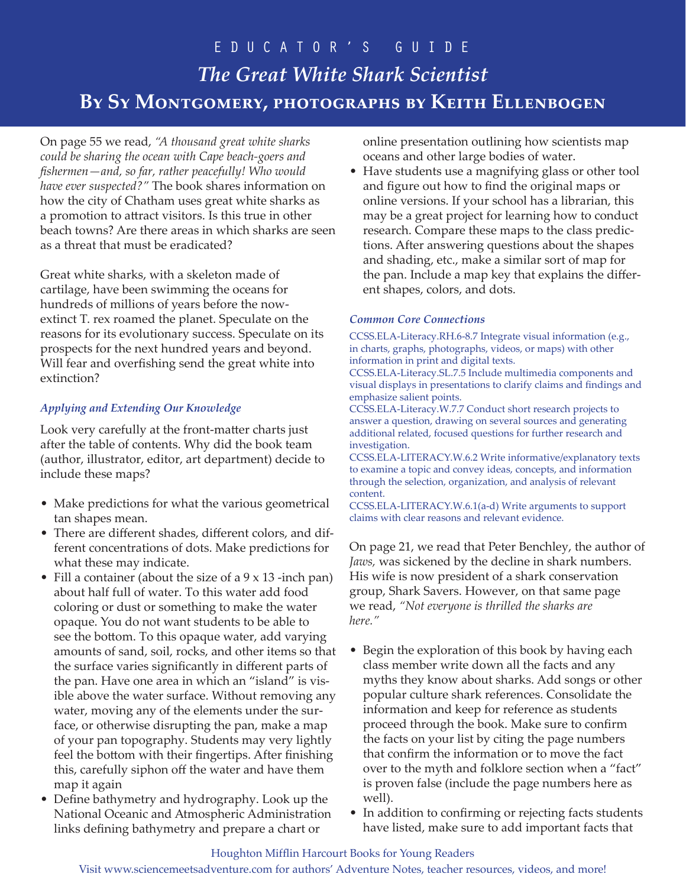On page 55 we read, *"A thousand great white sharks could be sharing the ocean with Cape beach-goers and fishermen—and, so far, rather peacefully! Who would have ever suspected?"* The book shares information on how the city of Chatham uses great white sharks as a promotion to attract visitors. Is this true in other beach towns? Are there areas in which sharks are seen as a threat that must be eradicated?

Great white sharks, with a skeleton made of cartilage, have been swimming the oceans for hundreds of millions of years before the now-extinct T. rex roamed the planet. Speculate on the reasons for its evolutionary success. Speculate on its prospects for the next hundred years and beyond. Will fear and overfishing send the great white into extinction?

### *Applying and Extending Our Knowledge*

Look very carefully at the front-matter charts just after the table of contents. Why did the book team (author, illustrator, editor, art department) decide to include these maps?

- Make predictions for what the various geometrical tan shapes mean.
- There are different shades, different colors, and different concentrations of dots. Make predictions for what these may indicate.
- Fill a container (about the size of a 9 x 13 -inch pan) about half full of water. To this water add food coloring or dust or something to make the water opaque. You do not want students to be able to see the bottom. To this opaque water, add varying amounts of sand, soil, rocks, and other items so that the surface varies significantly in different parts of the pan. Have one area in which an "island" is visible above the water surface. Without removing any water, moving any of the elements under the surface, or otherwise disrupting the pan, make a map of your pan topography. Students may very lightly feel the bottom with their fingertips. After finishing this, carefully siphon off the water and have them map it again
- Define bathymetry and hydrography. Look up the National Oceanic and Atmospheric Administration links defining bathymetry and prepare a chart or online presentation outlining how scientists map oceans and other large bodies of water.
- Have students use a magnifying glass or other tool and figure out how to find the original maps or online versions. If your school has a librarian, this may be a great project for learning how to conduct research. Compare these maps to the class predictions. After answering questions about the shapes and shading, etc., make a similar sort of map for the pan. Include a map key that explains the different shapes, colors, and dots.

### *Common Core Connections*

CCSS.ELA-Literacy.RH.6-8.7 Integrate visual information (e.g., in charts, graphs, photographs, videos, or maps) with other information in print and digital texts.
CCSS.ELA-Literacy.SL.7.5 Include multimedia components and visual displays in presentations to clarify claims and findings and emphasize salient points.
CCSS.ELA-Literacy.W.7.7 Conduct short research projects to answer a question, drawing on several sources and generating additional related, focused questions for further research and investigation.
CCSS.ELA-LITERACY.W.6.2 Write informative/explanatory texts to examine a topic and convey ideas, concepts, and information through the selection, organization, and analysis of relevant content.
CCSS.ELA-LITERACY.W.6.1(a-d) Write arguments to support claims with clear reasons and relevant evidence.

On page 21, we read that Peter Benchley, the author of *Jaws,* was sickened by the decline in shark numbers. His wife is now president of a shark conservation group, Shark Savers. However, on that same page we read, *"Not everyone is thrilled the sharks are here."*

- Begin the exploration of this book by having each class member write down all the facts and any myths they know about sharks. Add songs or other popular culture shark references. Consolidate the information and keep for reference as students proceed through the book. Make sure to confirm the facts on your list by citing the page numbers that confirm the information or to move the fact over to the myth and folklore section when a "fact" is proven false (include the page numbers here as well).
- In addition to confirming or rejecting facts students have listed, make sure to add important facts that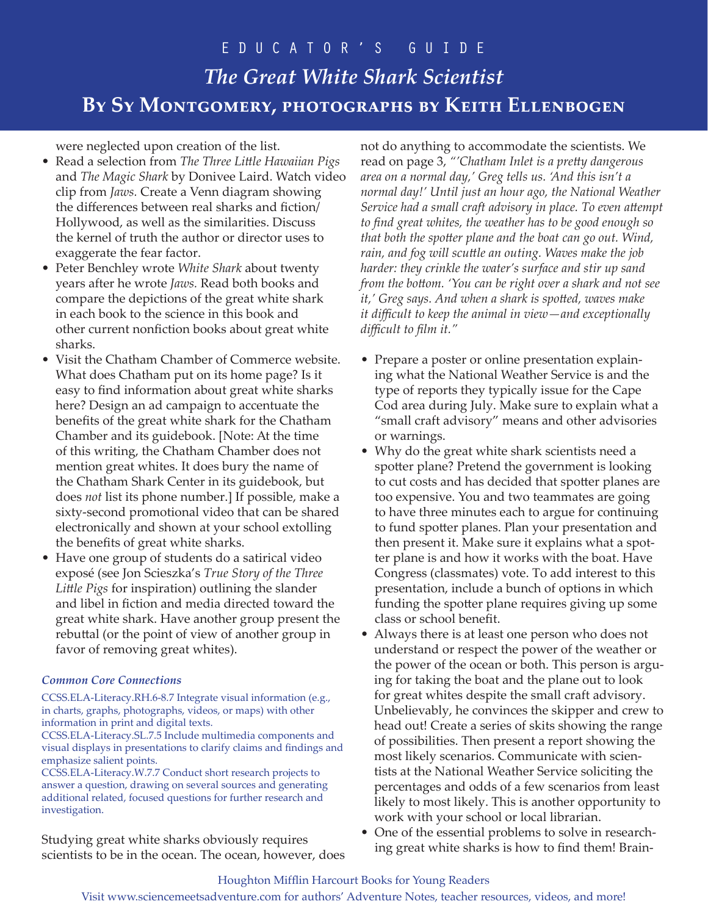were neglected upon creation of the list.

- Read a selection from *The Three Little Hawaiian Pigs* and *The Magic Shark* by Donivee Laird. Watch video clip from *Jaws.* Create a Venn diagram showing the differences between real sharks and fiction/Hollywood, as well as the similarities. Discuss the kernel of truth the author or director uses to exaggerate the fear factor.
- Peter Benchley wrote *White Shark* about twenty years after he wrote *Jaws.* Read both books and compare the depictions of the great white shark in each book to the science in this book and other current nonfiction books about great white sharks.
- Visit the Chatham Chamber of Commerce website. What does Chatham put on its home page? Is it easy to find information about great white sharks here? Design an ad campaign to accentuate the benefits of the great white shark for the Chatham Chamber and its guidebook. [Note: At the time of this writing, the Chatham Chamber does not mention great whites. It does bury the name of the Chatham Shark Center in its guidebook, but does *not* list its phone number.] If possible, make a sixty-second promotional video that can be shared electronically and shown at your school extolling the benefits of great white sharks.
- Have one group of students do a satirical video exposé (see Jon Scieszka's *True Story of the Three Little Pigs* for inspiration) outlining the slander and libel in fiction and media directed toward the great white shark. Have another group present the rebuttal (or the point of view of another group in favor of removing great whites).

***Common Core Connections***

CCSS.ELA-Literacy.RH.6-8.7 Integrate visual information (e.g., in charts, graphs, photographs, videos, or maps) with other information in print and digital texts.
CCSS.ELA-Literacy.SL.7.5 Include multimedia components and visual displays in presentations to clarify claims and findings and emphasize salient points.
CCSS.ELA-Literacy.W.7.7 Conduct short research projects to answer a question, drawing on several sources and generating additional related, focused questions for further research and investigation.

Studying great white sharks obviously requires scientists to be in the ocean. The ocean, however, does not do anything to accommodate the scientists. We read on page 3, *"'Chatham Inlet is a pretty dangerous area on a normal day,' Greg tells us. 'And this isn't a normal day!' Until just an hour ago, the National Weather Service had a small craft advisory in place. To even attempt to find great whites, the weather has to be good enough so that both the spotter plane and the boat can go out. Wind, rain, and fog will scuttle an outing. Waves make the job harder: they crinkle the water's surface and stir up sand from the bottom. 'You can be right over a shark and not see it,' Greg says. And when a shark is spotted, waves make it difficult to keep the animal in view—and exceptionally difficult to film it."*

- Prepare a poster or online presentation explaining what the National Weather Service is and the type of reports they typically issue for the Cape Cod area during July. Make sure to explain what a "small craft advisory" means and other advisories or warnings.
- Why do the great white shark scientists need a spotter plane? Pretend the government is looking to cut costs and has decided that spotter planes are too expensive. You and two teammates are going to have three minutes each to argue for continuing to fund spotter planes. Plan your presentation and then present it. Make sure it explains what a spotter plane is and how it works with the boat. Have Congress (classmates) vote. To add interest to this presentation, include a bunch of options in which funding the spotter plane requires giving up some class or school benefit.
- Always there is at least one person who does not understand or respect the power of the weather or the power of the ocean or both. This person is arguing for taking the boat and the plane out to look for great whites despite the small craft advisory. Unbelievably, he convinces the skipper and crew to head out! Create a series of skits showing the range of possibilities. Then present a report showing the most likely scenarios. Communicate with scientists at the National Weather Service soliciting the percentages and odds of a few scenarios from least likely to most likely. This is another opportunity to work with your school or local librarian.
- One of the essential problems to solve in researching great white sharks is how to find them! Brain-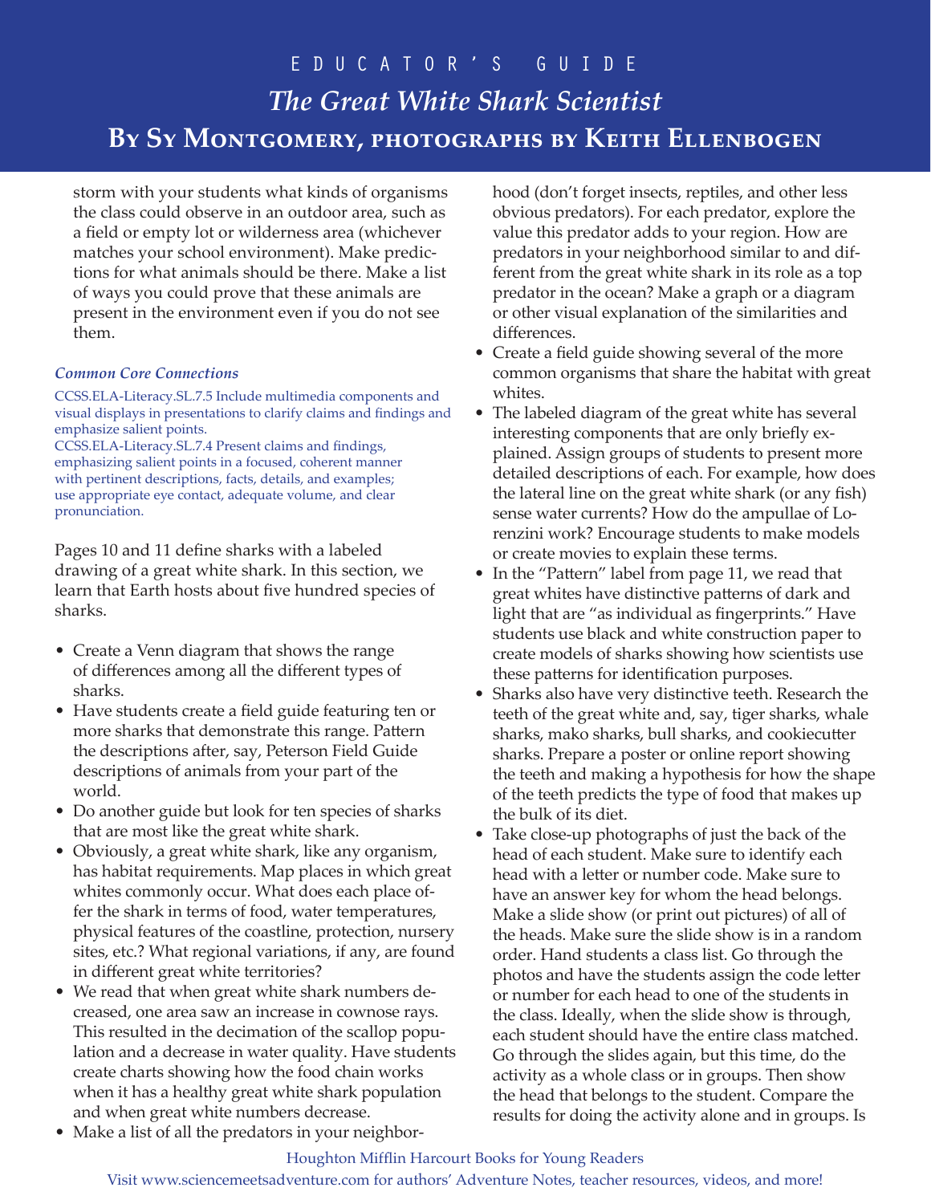storm with your students what kinds of organisms the class could observe in an outdoor area, such as a field or empty lot or wilderness area (whichever matches your school environment). Make predictions for what animals should be there. Make a list of ways you could prove that these animals are present in the environment even if you do not see them.

*Common Core Connections*

CCSS.ELA-Literacy.SL.7.5 Include multimedia components and visual displays in presentations to clarify claims and findings and emphasize salient points.
CCSS.ELA-Literacy.SL.7.4 Present claims and findings, emphasizing salient points in a focused, coherent manner with pertinent descriptions, facts, details, and examples; use appropriate eye contact, adequate volume, and clear pronunciation.

Pages 10 and 11 define sharks with a labeled drawing of a great white shark. In this section, we learn that Earth hosts about five hundred species of sharks.

- Create a Venn diagram that shows the range of differences among all the different types of sharks.
- Have students create a field guide featuring ten or more sharks that demonstrate this range. Pattern the descriptions after, say, Peterson Field Guide descriptions of animals from your part of the world.
- Do another guide but look for ten species of sharks that are most like the great white shark.
- Obviously, a great white shark, like any organism, has habitat requirements. Map places in which great whites commonly occur. What does each place offer the shark in terms of food, water temperatures, physical features of the coastline, protection, nursery sites, etc.? What regional variations, if any, are found in different great white territories?
- We read that when great white shark numbers decreased, one area saw an increase in cownose rays. This resulted in the decimation of the scallop population and a decrease in water quality. Have students create charts showing how the food chain works when it has a healthy great white shark population and when great white numbers decrease.
- Make a list of all the predators in your neighborhood (don't forget insects, reptiles, and other less obvious predators). For each predator, explore the value this predator adds to your region. How are predators in your neighborhood similar to and different from the great white shark in its role as a top predator in the ocean? Make a graph or a diagram or other visual explanation of the similarities and differences.
- Create a field guide showing several of the more common organisms that share the habitat with great whites.
- The labeled diagram of the great white has several interesting components that are only briefly explained. Assign groups of students to present more detailed descriptions of each. For example, how does the lateral line on the great white shark (or any fish) sense water currents? How do the ampullae of Lorenzini work? Encourage students to make models or create movies to explain these terms.
- In the "Pattern" label from page 11, we read that great whites have distinctive patterns of dark and light that are "as individual as fingerprints." Have students use black and white construction paper to create models of sharks showing how scientists use these patterns for identification purposes.
- Sharks also have very distinctive teeth. Research the teeth of the great white and, say, tiger sharks, whale sharks, mako sharks, bull sharks, and cookiecutter sharks. Prepare a poster or online report showing the teeth and making a hypothesis for how the shape of the teeth predicts the type of food that makes up the bulk of its diet.
- Take close-up photographs of just the back of the head of each student. Make sure to identify each head with a letter or number code. Make sure to have an answer key for whom the head belongs. Make a slide show (or print out pictures) of all of the heads. Make sure the slide show is in a random order. Hand students a class list. Go through the photos and have the students assign the code letter or number for each head to one of the students in the class. Ideally, when the slide show is through, each student should have the entire class matched. Go through the slides again, but this time, do the activity as a whole class or in groups. Then show the head that belongs to the student. Compare the results for doing the activity alone and in groups. Is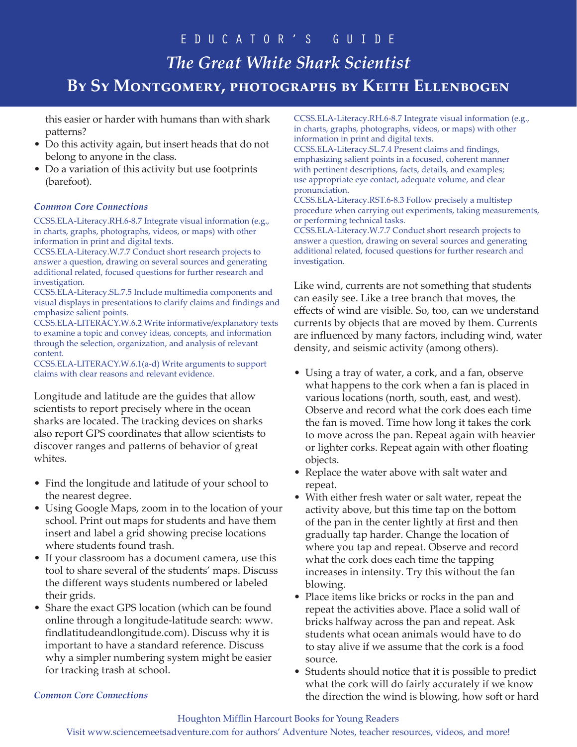this easier or harder with humans than with shark patterns?

- Do this activity again, but insert heads that do not belong to anyone in the class.
- Do a variation of this activity but use footprints (barefoot).

### *Common Core Connections*

CCSS.ELA-Literacy.RH.6-8.7 Integrate visual information (e.g., in charts, graphs, photographs, videos, or maps) with other information in print and digital texts.
CCSS.ELA-Literacy.W.7.7 Conduct short research projects to answer a question, drawing on several sources and generating additional related, focused questions for further research and investigation.
CCSS.ELA-Literacy.SL.7.5 Include multimedia components and visual displays in presentations to clarify claims and findings and emphasize salient points.
CCSS.ELA-LITERACY.W.6.2 Write informative/explanatory texts to examine a topic and convey ideas, concepts, and information through the selection, organization, and analysis of relevant content.
CCSS.ELA-LITERACY.W.6.1(a-d) Write arguments to support claims with clear reasons and relevant evidence.

Longitude and latitude are the guides that allow scientists to report precisely where in the ocean sharks are located. The tracking devices on sharks also report GPS coordinates that allow scientists to discover ranges and patterns of behavior of great whites.

- Find the longitude and latitude of your school to the nearest degree.
- Using Google Maps, zoom in to the location of your school. Print out maps for students and have them insert and label a grid showing precise locations where students found trash.
- If your classroom has a document camera, use this tool to share several of the students' maps. Discuss the different ways students numbered or labeled their grids.
- Share the exact GPS location (which can be found online through a longitude-latitude search: www.findlatitudeandlongitude.com). Discuss why it is important to have a standard reference. Discuss why a simpler numbering system might be easier for tracking trash at school.

### *Common Core Connections*

CCSS.ELA-Literacy.RH.6-8.7 Integrate visual information (e.g., in charts, graphs, photographs, videos, or maps) with other information in print and digital texts.
CCSS.ELA-Literacy.SL.7.4 Present claims and findings, emphasizing salient points in a focused, coherent manner with pertinent descriptions, facts, details, and examples; use appropriate eye contact, adequate volume, and clear pronunciation.
CCSS.ELA-Literacy.RST.6-8.3 Follow precisely a multistep procedure when carrying out experiments, taking measurements, or performing technical tasks.
CCSS.ELA-Literacy.W.7.7 Conduct short research projects to answer a question, drawing on several sources and generating additional related, focused questions for further research and investigation.

Like wind, currents are not something that students can easily see. Like a tree branch that moves, the effects of wind are visible. So, too, can we understand currents by objects that are moved by them. Currents are influenced by many factors, including wind, water density, and seismic activity (among others).

- Using a tray of water, a cork, and a fan, observe what happens to the cork when a fan is placed in various locations (north, south, east, and west). Observe and record what the cork does each time the fan is moved. Time how long it takes the cork to move across the pan. Repeat again with heavier or lighter corks. Repeat again with other floating objects.
- Replace the water above with salt water and repeat.
- With either fresh water or salt water, repeat the activity above, but this time tap on the bottom of the pan in the center lightly at first and then gradually tap harder. Change the location of where you tap and repeat. Observe and record what the cork does each time the tapping increases in intensity. Try this without the fan blowing.
- Place items like bricks or rocks in the pan and repeat the activities above. Place a solid wall of bricks halfway across the pan and repeat. Ask students what ocean animals would have to do to stay alive if we assume that the cork is a food source.
- Students should notice that it is possible to predict what the cork will do fairly accurately if we know the direction the wind is blowing, how soft or hard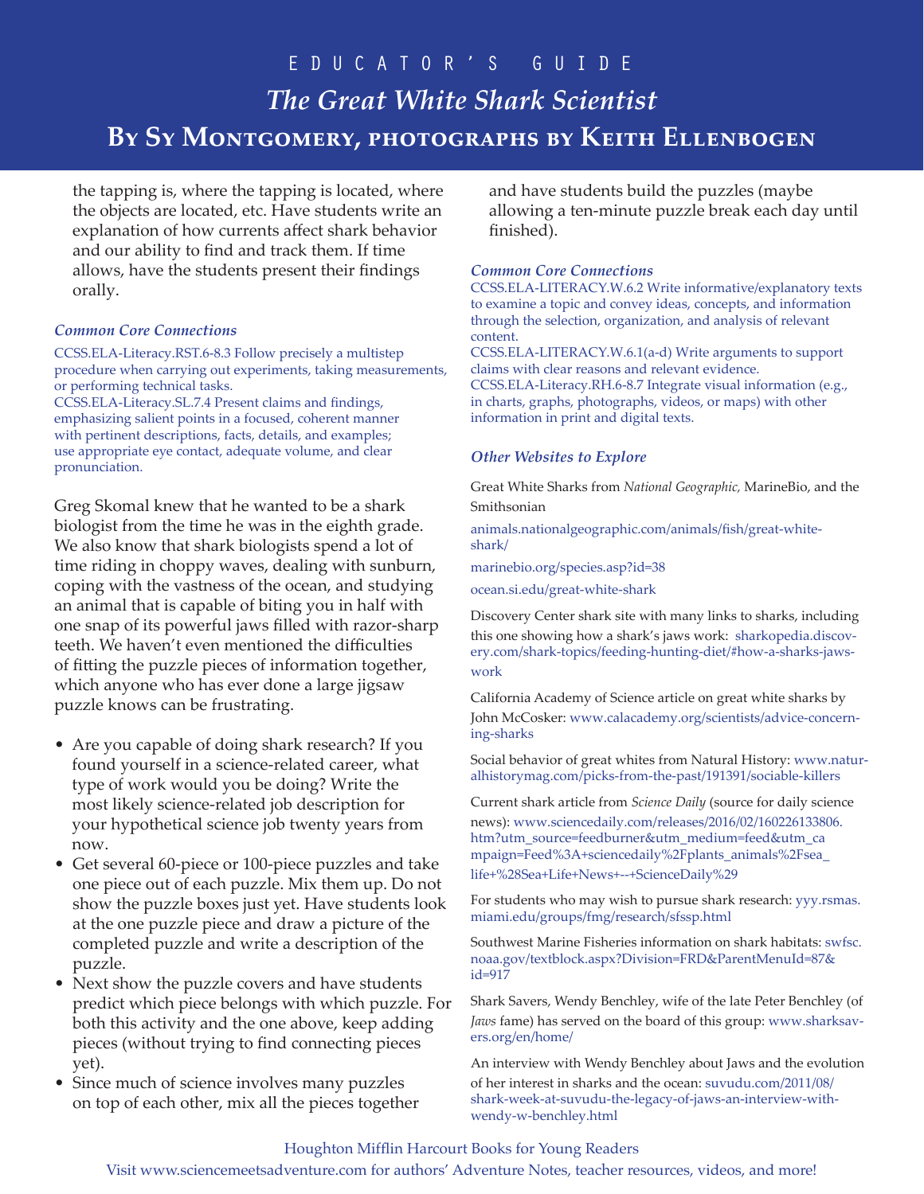the tapping is, where the tapping is located, where the objects are located, etc. Have students write an explanation of how currents affect shark behavior and our ability to find and track them. If time allows, have the students present their findings orally.

***Common Core Connections***

CCSS.ELA-Literacy.RST.6-8.3 Follow precisely a multistep procedure when carrying out experiments, taking measurements, or performing technical tasks.
CCSS.ELA-Literacy.SL.7.4 Present claims and findings, emphasizing salient points in a focused, coherent manner with pertinent descriptions, facts, details, and examples; use appropriate eye contact, adequate volume, and clear pronunciation.

Greg Skomal knew that he wanted to be a shark biologist from the time he was in the eighth grade. We also know that shark biologists spend a lot of time riding in choppy waves, dealing with sunburn, coping with the vastness of the ocean, and studying an animal that is capable of biting you in half with one snap of its powerful jaws filled with razor-sharp teeth. We haven't even mentioned the difficulties of fitting the puzzle pieces of information together, which anyone who has ever done a large jigsaw puzzle knows can be frustrating.

- Are you capable of doing shark research? If you found yourself in a science-related career, what type of work would you be doing? Write the most likely science-related job description for your hypothetical science job twenty years from now.
- Get several 60-piece or 100-piece puzzles and take one piece out of each puzzle. Mix them up. Do not show the puzzle boxes just yet. Have students look at the one puzzle piece and draw a picture of the completed puzzle and write a description of the puzzle.
- Next show the puzzle covers and have students predict which piece belongs with which puzzle. For both this activity and the one above, keep adding pieces (without trying to find connecting pieces yet).
- Since much of science involves many puzzles on top of each other, mix all the pieces together and have students build the puzzles (maybe allowing a ten-minute puzzle break each day until finished).

***Common Core Connections***

CCSS.ELA-LITERACY.W.6.2 Write informative/explanatory texts to examine a topic and convey ideas, concepts, and information through the selection, organization, and analysis of relevant content.
CCSS.ELA-LITERACY.W.6.1(a-d) Write arguments to support claims with clear reasons and relevant evidence.
CCSS.ELA-Literacy.RH.6-8.7 Integrate visual information (e.g., in charts, graphs, photographs, videos, or maps) with other information in print and digital texts.

***Other Websites to Explore***

Great White Sharks from *National Geographic,* MarineBio, and the Smithsonian

animals.nationalgeographic.com/animals/fish/great-white-shark/

marinebio.org/species.asp?id=38

ocean.si.edu/great-white-shark

Discovery Center shark site with many links to sharks, including this one showing how a shark's jaws work: sharkopedia.discovery.com/shark-topics/feeding-hunting-diet/#how-a-sharks-jaws-work

California Academy of Science article on great white sharks by John McCosker: www.calacademy.org/scientists/advice-concerning-sharks

Social behavior of great whites from Natural History: www.naturalhistorymag.com/picks-from-the-past/191391/sociable-killers

Current shark article from *Science Daily* (source for daily science news): www.sciencedaily.com/releases/2016/02/160226133806.htm?utm_source=feedburner&utm_medium=feed&utm_campaign=Feed%3A+sciencedaily%2Fplants_animals%2Fsea_life+%28Sea+Life+News+--+ScienceDaily%29

For students who may wish to pursue shark research: yyy.rsmas.miami.edu/groups/fmg/research/sfssp.html

Southwest Marine Fisheries information on shark habitats: swfsc.noaa.gov/textblock.aspx?Division=FRD&ParentMenuId=87&id=917

Shark Savers, Wendy Benchley, wife of the late Peter Benchley (of *Jaws* fame) has served on the board of this group: www.sharksavers.org/en/home/

An interview with Wendy Benchley about Jaws and the evolution of her interest in sharks and the ocean: suvudu.com/2011/08/shark-week-at-suvudu-the-legacy-of-jaws-an-interview-with-wendy-w-benchley.html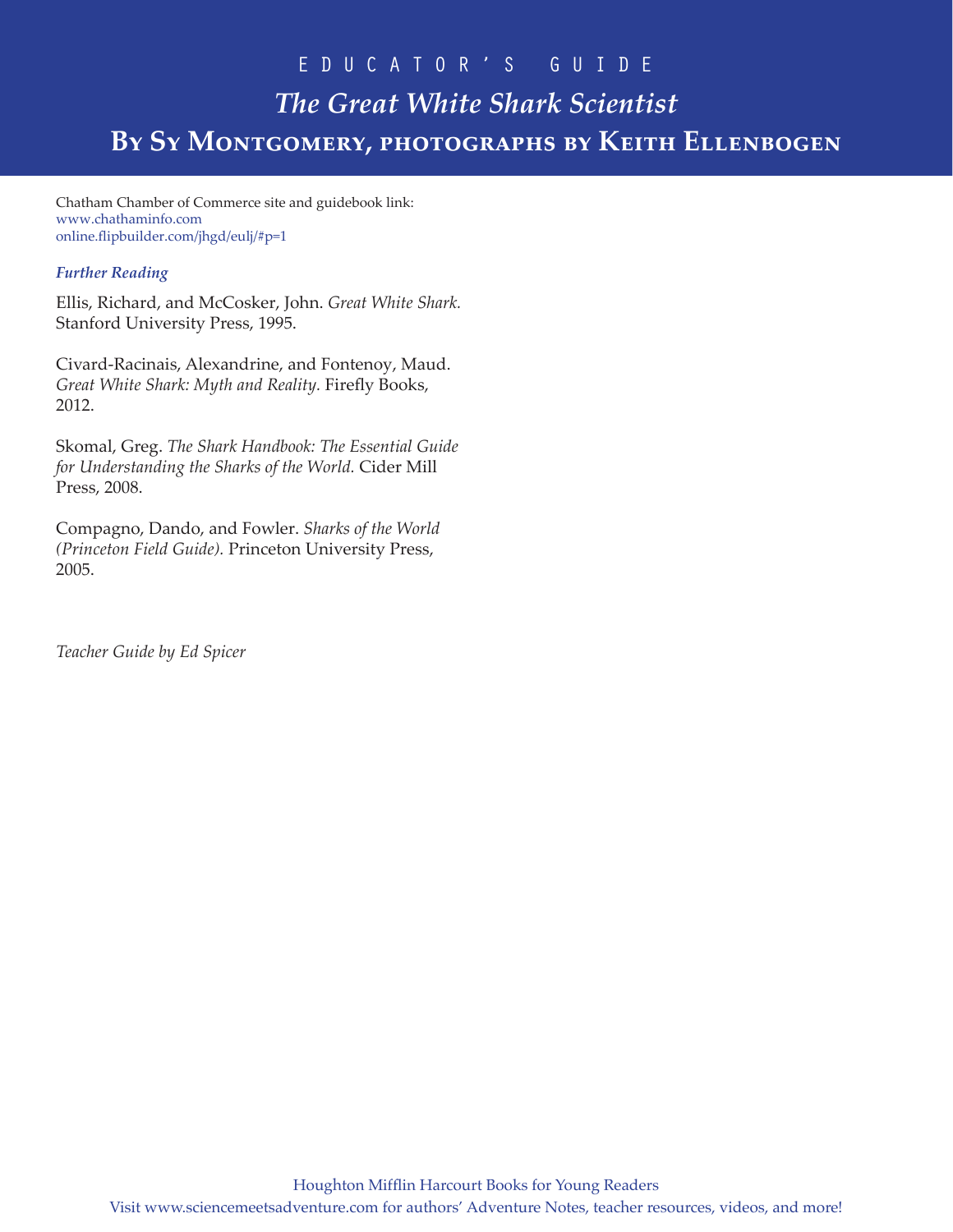Chatham Chamber of Commerce site and guidebook link:
www.chathaminfo.com
online.flipbuilder.com/jhgd/eulj/#p=1

### *Further Reading*

Ellis, Richard, and McCosker, John. *Great White Shark.* Stanford University Press, 1995.

Civard-Racinais, Alexandrine, and Fontenoy, Maud. *Great White Shark: Myth and Reality*. Firefly Books, 2012.

Skomal, Greg. *The Shark Handbook: The Essential Guide for Understanding the Sharks of the World.* Cider Mill Press, 2008.

Compagno, Dando, and Fowler. *Sharks of the World (Princeton Field Guide).* Princeton University Press, 2005.

*Teacher Guide by Ed Spicer*